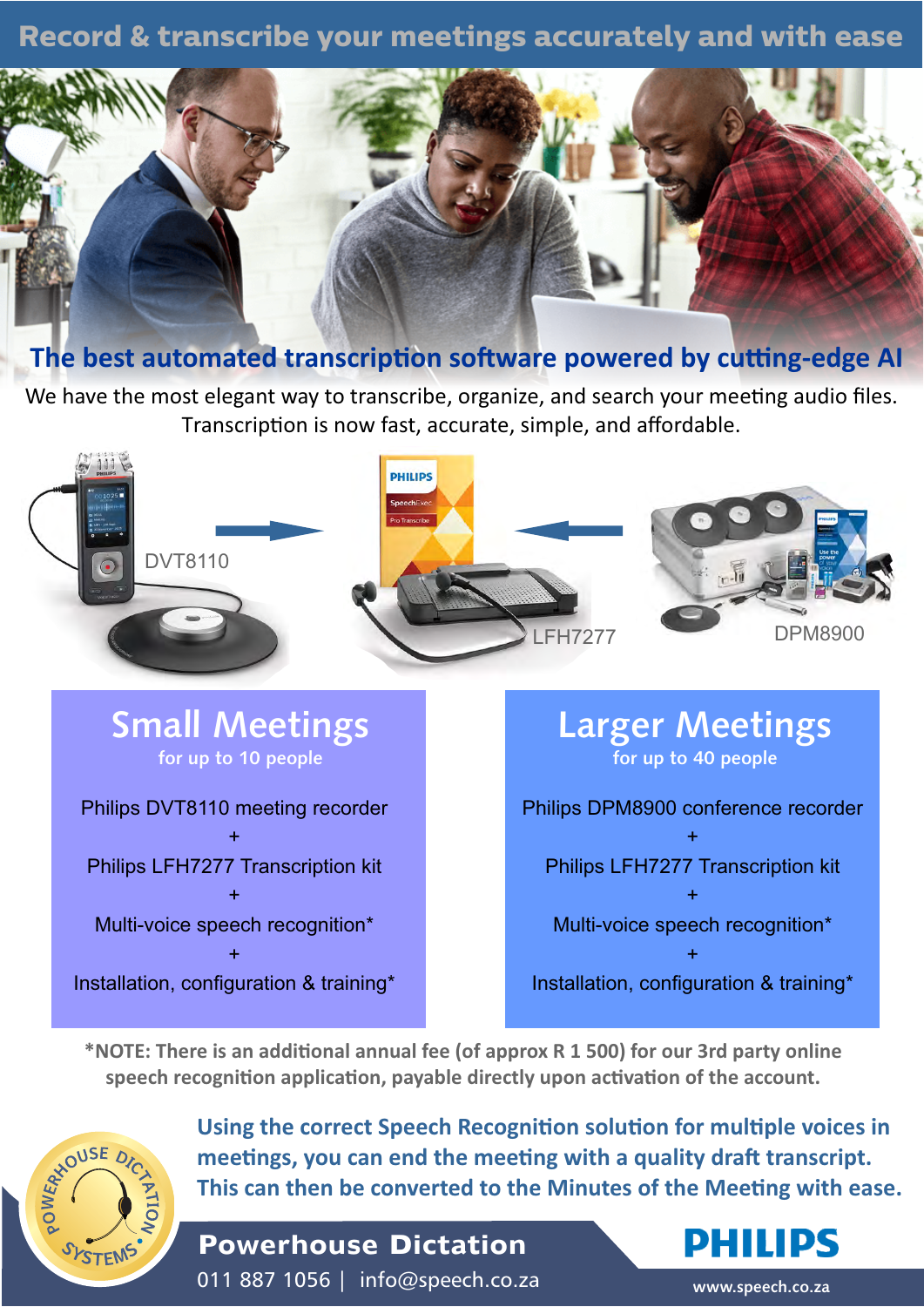# Record & transcribe your meetings accurately and with ease

## The best automated transcription software powered by cutting-edge AI

We have the most elegant way to transcribe, organize, and search your meeting audio files. Transcription is now fast, accurate, simple, and affordable.

DVT8110

LFH7277

DPM8900

## Small Meetings

for up to 10 people

Philips DVT8110 meeting recorder

+

Philips LFH7277 Transcription kit

+

Multi-voice speech recognition*

+

Installation, configuration & training*

## Larger Meetings

for up to 40 people

Philips DPM8900 conference recorder

+

Philips LFH7277 Transcription kit

+

Multi-voice speech recognition*

+

Installation, configuration & training*

**\*NOTE: There is an additional annual fee (of approx R 1 500) for our 3rd party online speech recognition application, payable directly upon activation of the account.**

**Using the correct Speech Recognition solution for multiple voices in meetings, you can end the meeting with a quality draft transcript. This can then be converted to the Minutes of the Meeting with ease.**

POWERHOUSE DICTATION SYSTEMS

**Powerhouse Dictation**

011 887 1056 | info@speech.co.za

PHILIPS

www.speech.co.za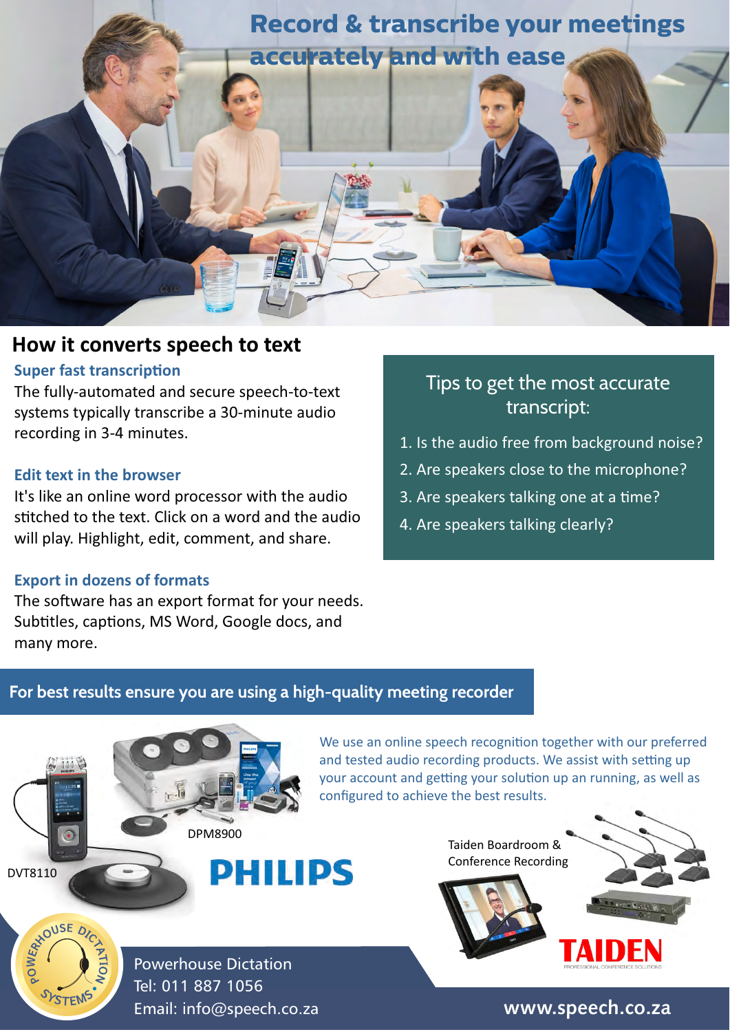# Record & transcribe your meetings accurately and with ease

## How it converts speech to text

### Super fast transcription

The fully-automated and secure speech-to-text systems typically transcribe a 30-minute audio recording in 3-4 minutes.

### Edit text in the browser

It's like an online word processor with the audio stitched to the text. Click on a word and the audio will play. Highlight, edit, comment, and share.

### Export in dozens of formats

The software has an export format for your needs. Subtitles, captions, MS Word, Google docs, and many more.

### Tips to get the most accurate transcript:

1. Is the audio free from background noise?
2. Are speakers close to the microphone?
3. Are speakers talking one at a time?
4. Are speakers talking clearly?

## For best results ensure you are using a high-quality meeting recorder

We use an online speech recognition together with our preferred and tested audio recording products. We assist with setting up your account and getting your solution up an running, as well as configured to achieve the best results.

DVT8110

DPM8900

PHILIPS

Taiden Boardroom & Conference Recording

TAIDEN

PROFESSIONAL CONFERENCE SOLUTIONS

POWERHOUSE DICTATION SYSTEMS

Powerhouse Dictation
Tel: 011 887 1056
Email: info@speech.co.za

www.speech.co.za